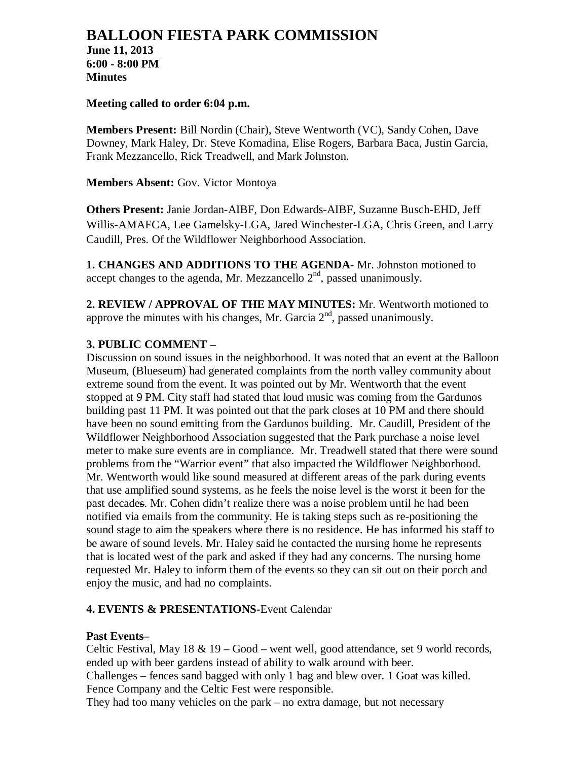# BALLOON FIESTA PARK COMMISSION

**June 11, 2013**
**6:00 - 8:00 PM**
**Minutes**

**Meeting called to order 6:04 p.m.**

**Members Present:** Bill Nordin (Chair), Steve Wentworth (VC), Sandy Cohen, Dave Downey, Mark Haley, Dr. Steve Komadina, Elise Rogers, Barbara Baca, Justin Garcia, Frank Mezzancello, Rick Treadwell, and Mark Johnston.

**Members Absent:** Gov. Victor Montoya

**Others Present:** Janie Jordan-AIBF, Don Edwards-AIBF, Suzanne Busch-EHD, Jeff Willis-AMAFCA, Lee Gamelsky-LGA, Jared Winchester-LGA, Chris Green, and Larry Caudill, Pres. Of the Wildflower Neighborhood Association.

**1. CHANGES AND ADDITIONS TO THE AGENDA-** Mr. Johnston motioned to accept changes to the agenda, Mr. Mezzancello 2nd, passed unanimously.

**2. REVIEW / APPROVAL OF THE MAY MINUTES:** Mr. Wentworth motioned to approve the minutes with his changes, Mr. Garcia 2nd, passed unanimously.

**3. PUBLIC COMMENT –**

Discussion on sound issues in the neighborhood. It was noted that an event at the Balloon Museum, (Blueseum) had generated complaints from the north valley community about extreme sound from the event. It was pointed out by Mr. Wentworth that the event stopped at 9 PM. City staff had stated that loud music was coming from the Gardunos building past 11 PM. It was pointed out that the park closes at 10 PM and there should have been no sound emitting from the Gardunos building. Mr. Caudill, President of the Wildflower Neighborhood Association suggested that the Park purchase a noise level meter to make sure events are in compliance. Mr. Treadwell stated that there were sound problems from the "Warrior event" that also impacted the Wildflower Neighborhood. Mr. Wentworth would like sound measured at different areas of the park during events that use amplified sound systems, as he feels the noise level is the worst it been for the past decades. Mr. Cohen didn't realize there was a noise problem until he had been notified via emails from the community. He is taking steps such as re-positioning the sound stage to aim the speakers where there is no residence. He has informed his staff to be aware of sound levels. Mr. Haley said he contacted the nursing home he represents that is located west of the park and asked if they had any concerns. The nursing home requested Mr. Haley to inform them of the events so they can sit out on their porch and enjoy the music, and had no complaints.

**4. EVENTS & PRESENTATIONS-**Event Calendar

**Past Events–**

Celtic Festival, May 18 & 19 – Good – went well, good attendance, set 9 world records, ended up with beer gardens instead of ability to walk around with beer.
Challenges – fences sand bagged with only 1 bag and blew over. 1 Goat was killed. Fence Company and the Celtic Fest were responsible.
They had too many vehicles on the park – no extra damage, but not necessary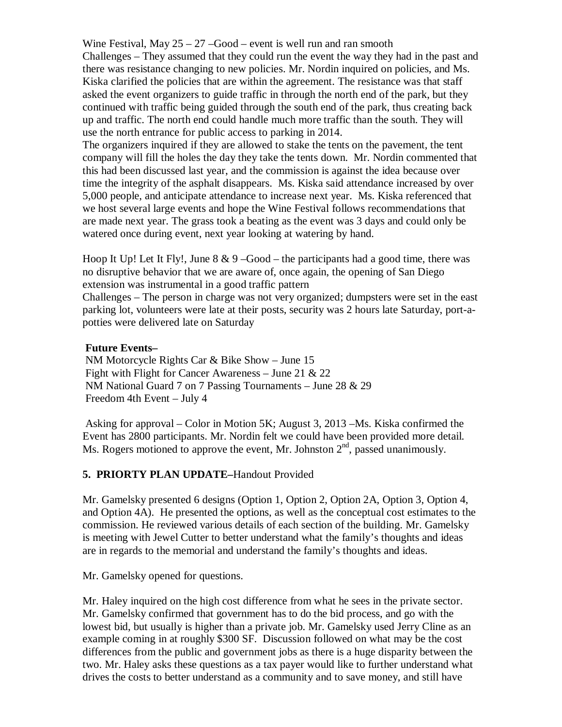Wine Festival, May 25 – 27 –Good – event is well run and ran smooth
Challenges – They assumed that they could run the event the way they had in the past and there was resistance changing to new policies. Mr. Nordin inquired on policies, and Ms. Kiska clarified the policies that are within the agreement. The resistance was that staff asked the event organizers to guide traffic in through the north end of the park, but they continued with traffic being guided through the south end of the park, thus creating back up and traffic. The north end could handle much more traffic than the south. They will use the north entrance for public access to parking in 2014.
The organizers inquired if they are allowed to stake the tents on the pavement, the tent company will fill the holes the day they take the tents down. Mr. Nordin commented that this had been discussed last year, and the commission is against the idea because over time the integrity of the asphalt disappears. Ms. Kiska said attendance increased by over 5,000 people, and anticipate attendance to increase next year. Ms. Kiska referenced that we host several large events and hope the Wine Festival follows recommendations that are made next year. The grass took a beating as the event was 3 days and could only be watered once during event, next year looking at watering by hand.

Hoop It Up! Let It Fly!, June 8 & 9 –Good – the participants had a good time, there was no disruptive behavior that we are aware of, once again, the opening of San Diego extension was instrumental in a good traffic pattern
Challenges – The person in charge was not very organized; dumpsters were set in the east parking lot, volunteers were late at their posts, security was 2 hours late Saturday, port-a-potties were delivered late on Saturday

**Future Events–**
NM Motorcycle Rights Car & Bike Show – June 15
Fight with Flight for Cancer Awareness – June 21 & 22
NM National Guard 7 on 7 Passing Tournaments – June 28 & 29
Freedom 4th Event – July 4

Asking for approval – Color in Motion 5K; August 3, 2013 –Ms. Kiska confirmed the Event has 2800 participants. Mr. Nordin felt we could have been provided more detail. Ms. Rogers motioned to approve the event, Mr. Johnston 2nd, passed unanimously.

**5. PRIORTY PLAN UPDATE–**Handout Provided

Mr. Gamelsky presented 6 designs (Option 1, Option 2, Option 2A, Option 3, Option 4, and Option 4A). He presented the options, as well as the conceptual cost estimates to the commission. He reviewed various details of each section of the building. Mr. Gamelsky is meeting with Jewel Cutter to better understand what the family's thoughts and ideas are in regards to the memorial and understand the family's thoughts and ideas.

Mr. Gamelsky opened for questions.

Mr. Haley inquired on the high cost difference from what he sees in the private sector. Mr. Gamelsky confirmed that government has to do the bid process, and go with the lowest bid, but usually is higher than a private job. Mr. Gamelsky used Jerry Cline as an example coming in at roughly $300 SF. Discussion followed on what may be the cost differences from the public and government jobs as there is a huge disparity between the two. Mr. Haley asks these questions as a tax payer would like to further understand what drives the costs to better understand as a community and to save money, and still have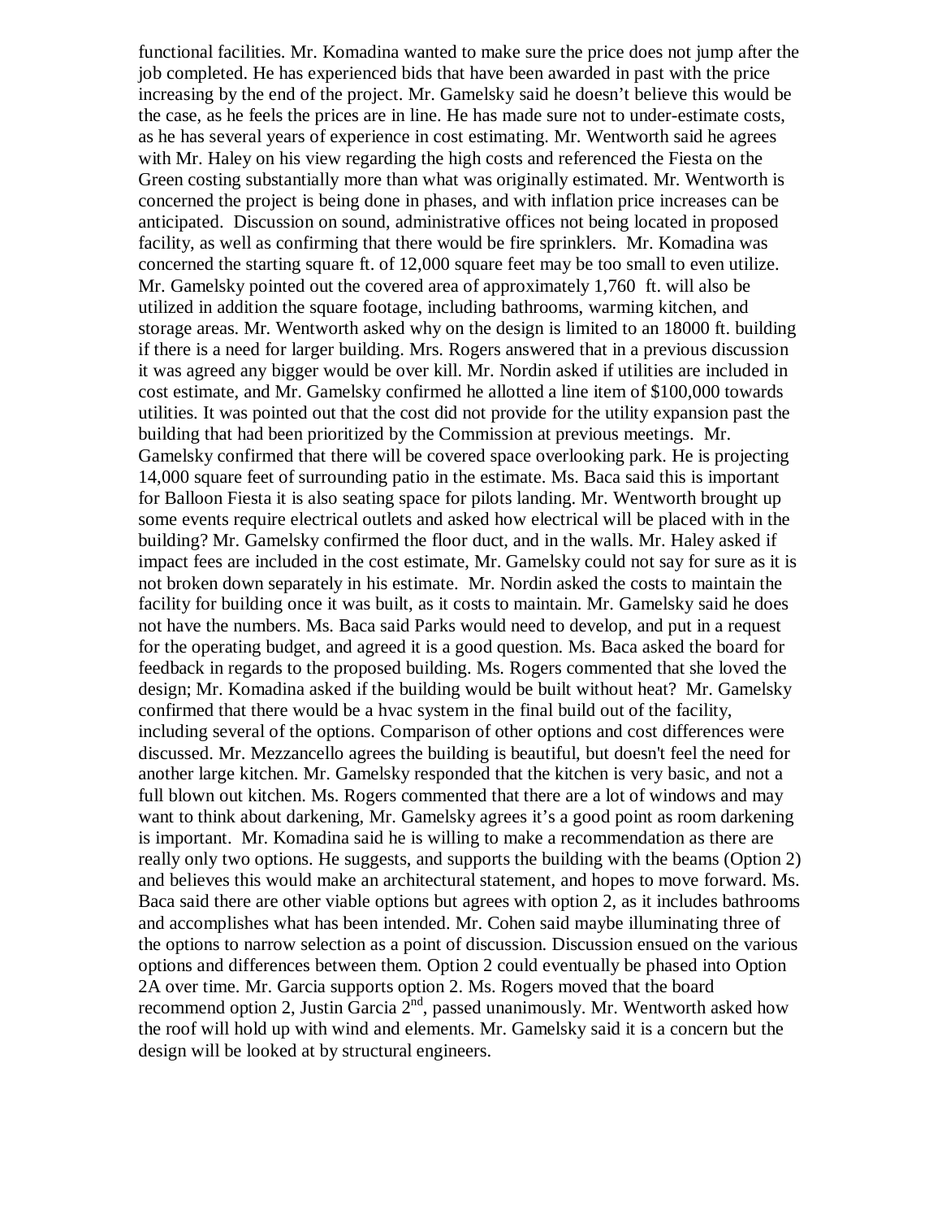functional facilities. Mr. Komadina wanted to make sure the price does not jump after the job completed. He has experienced bids that have been awarded in past with the price increasing by the end of the project. Mr. Gamelsky said he doesn't believe this would be the case, as he feels the prices are in line. He has made sure not to under-estimate costs, as he has several years of experience in cost estimating. Mr. Wentworth said he agrees with Mr. Haley on his view regarding the high costs and referenced the Fiesta on the Green costing substantially more than what was originally estimated. Mr. Wentworth is concerned the project is being done in phases, and with inflation price increases can be anticipated. Discussion on sound, administrative offices not being located in proposed facility, as well as confirming that there would be fire sprinklers. Mr. Komadina was concerned the starting square ft. of 12,000 square feet may be too small to even utilize. Mr. Gamelsky pointed out the covered area of approximately 1,760 ft. will also be utilized in addition the square footage, including bathrooms, warming kitchen, and storage areas. Mr. Wentworth asked why on the design is limited to an 18000 ft. building if there is a need for larger building. Mrs. Rogers answered that in a previous discussion it was agreed any bigger would be over kill. Mr. Nordin asked if utilities are included in cost estimate, and Mr. Gamelsky confirmed he allotted a line item of $100,000 towards utilities. It was pointed out that the cost did not provide for the utility expansion past the building that had been prioritized by the Commission at previous meetings. Mr. Gamelsky confirmed that there will be covered space overlooking park. He is projecting 14,000 square feet of surrounding patio in the estimate. Ms. Baca said this is important for Balloon Fiesta it is also seating space for pilots landing. Mr. Wentworth brought up some events require electrical outlets and asked how electrical will be placed with in the building? Mr. Gamelsky confirmed the floor duct, and in the walls. Mr. Haley asked if impact fees are included in the cost estimate, Mr. Gamelsky could not say for sure as it is not broken down separately in his estimate. Mr. Nordin asked the costs to maintain the facility for building once it was built, as it costs to maintain. Mr. Gamelsky said he does not have the numbers. Ms. Baca said Parks would need to develop, and put in a request for the operating budget, and agreed it is a good question. Ms. Baca asked the board for feedback in regards to the proposed building. Ms. Rogers commented that she loved the design; Mr. Komadina asked if the building would be built without heat? Mr. Gamelsky confirmed that there would be a hvac system in the final build out of the facility, including several of the options. Comparison of other options and cost differences were discussed. Mr. Mezzancello agrees the building is beautiful, but doesn't feel the need for another large kitchen. Mr. Gamelsky responded that the kitchen is very basic, and not a full blown out kitchen. Ms. Rogers commented that there are a lot of windows and may want to think about darkening, Mr. Gamelsky agrees it's a good point as room darkening is important. Mr. Komadina said he is willing to make a recommendation as there are really only two options. He suggests, and supports the building with the beams (Option 2) and believes this would make an architectural statement, and hopes to move forward. Ms. Baca said there are other viable options but agrees with option 2, as it includes bathrooms and accomplishes what has been intended. Mr. Cohen said maybe illuminating three of the options to narrow selection as a point of discussion. Discussion ensued on the various options and differences between them. Option 2 could eventually be phased into Option 2A over time. Mr. Garcia supports option 2. Ms. Rogers moved that the board recommend option 2, Justin Garcia 2nd, passed unanimously. Mr. Wentworth asked how the roof will hold up with wind and elements. Mr. Gamelsky said it is a concern but the design will be looked at by structural engineers.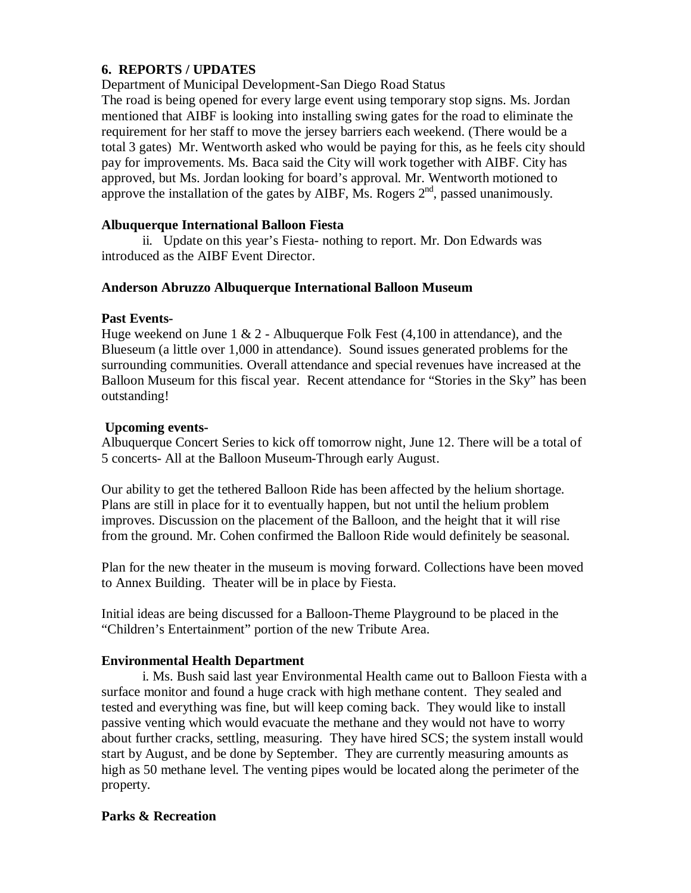**6. REPORTS / UPDATES**

Department of Municipal Development-San Diego Road Status
The road is being opened for every large event using temporary stop signs. Ms. Jordan mentioned that AIBF is looking into installing swing gates for the road to eliminate the requirement for her staff to move the jersey barriers each weekend. (There would be a total 3 gates) Mr. Wentworth asked who would be paying for this, as he feels city should pay for improvements. Ms. Baca said the City will work together with AIBF. City has approved, but Ms. Jordan looking for board's approval. Mr. Wentworth motioned to approve the installation of the gates by AIBF, Ms. Rogers 2nd, passed unanimously.

**Albuquerque International Balloon Fiesta**

ii. Update on this year's Fiesta- nothing to report. Mr. Don Edwards was introduced as the AIBF Event Director.

**Anderson Abruzzo Albuquerque International Balloon Museum**

**Past Events-**

Huge weekend on June 1 & 2 - Albuquerque Folk Fest (4,100 in attendance), and the Blueseum (a little over 1,000 in attendance). Sound issues generated problems for the surrounding communities. Overall attendance and special revenues have increased at the Balloon Museum for this fiscal year. Recent attendance for "Stories in the Sky" has been outstanding!

**Upcoming events-**

Albuquerque Concert Series to kick off tomorrow night, June 12. There will be a total of 5 concerts- All at the Balloon Museum-Through early August.

Our ability to get the tethered Balloon Ride has been affected by the helium shortage. Plans are still in place for it to eventually happen, but not until the helium problem improves. Discussion on the placement of the Balloon, and the height that it will rise from the ground. Mr. Cohen confirmed the Balloon Ride would definitely be seasonal.

Plan for the new theater in the museum is moving forward. Collections have been moved to Annex Building. Theater will be in place by Fiesta.

Initial ideas are being discussed for a Balloon-Theme Playground to be placed in the "Children's Entertainment" portion of the new Tribute Area.

**Environmental Health Department**

i. Ms. Bush said last year Environmental Health came out to Balloon Fiesta with a surface monitor and found a huge crack with high methane content. They sealed and tested and everything was fine, but will keep coming back. They would like to install passive venting which would evacuate the methane and they would not have to worry about further cracks, settling, measuring. They have hired SCS; the system install would start by August, and be done by September. They are currently measuring amounts as high as 50 methane level. The venting pipes would be located along the perimeter of the property.

**Parks & Recreation**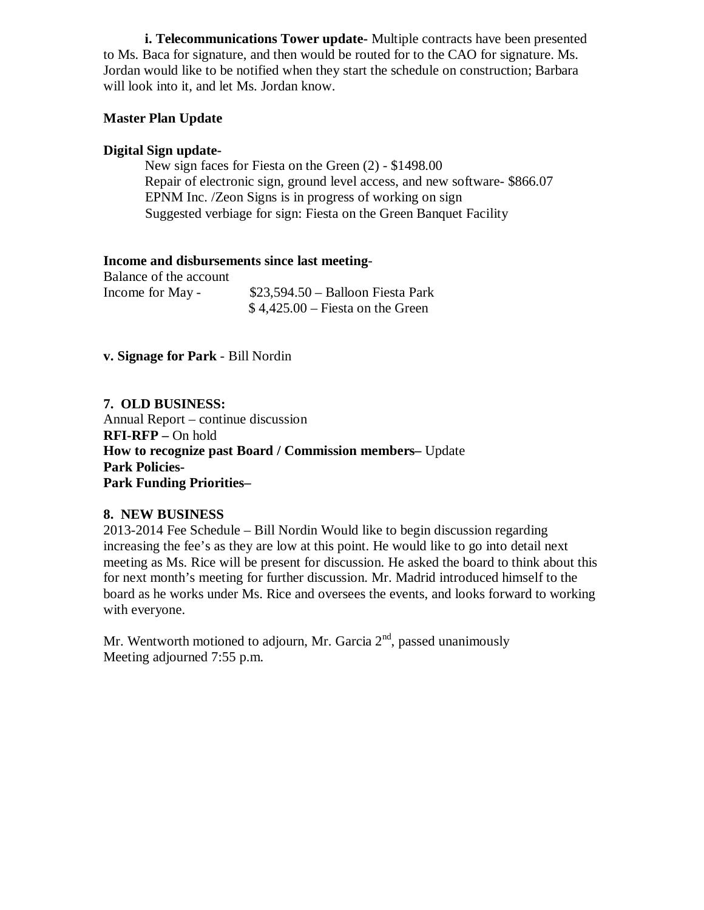**i. Telecommunications Tower update-** Multiple contracts have been presented to Ms. Baca for signature, and then would be routed for to the CAO for signature. Ms. Jordan would like to be notified when they start the schedule on construction; Barbara will look into it, and let Ms. Jordan know.

**Master Plan Update**

**Digital Sign update-**

New sign faces for Fiesta on the Green (2) - $1498.00
Repair of electronic sign, ground level access, and new software- $866.07
EPNM Inc. /Zeon Signs is in progress of working on sign
Suggested verbiage for sign: Fiesta on the Green Banquet Facility

**Income and disbursements since last meeting-**

Balance of the account
Income for May - $23,594.50 – Balloon Fiesta Park
$ 4,425.00 – Fiesta on the Green

**v. Signage for Park** - Bill Nordin

**7. OLD BUSINESS:**

Annual Report – continue discussion
**RFI-RFP –** On hold
**How to recognize past Board / Commission members–** Update
**Park Policies-**
**Park Funding Priorities–**

**8. NEW BUSINESS**

2013-2014 Fee Schedule – Bill Nordin Would like to begin discussion regarding increasing the fee's as they are low at this point. He would like to go into detail next meeting as Ms. Rice will be present for discussion. He asked the board to think about this for next month's meeting for further discussion. Mr. Madrid introduced himself to the board as he works under Ms. Rice and oversees the events, and looks forward to working with everyone.

Mr. Wentworth motioned to adjourn, Mr. Garcia 2nd, passed unanimously
Meeting adjourned 7:55 p.m.